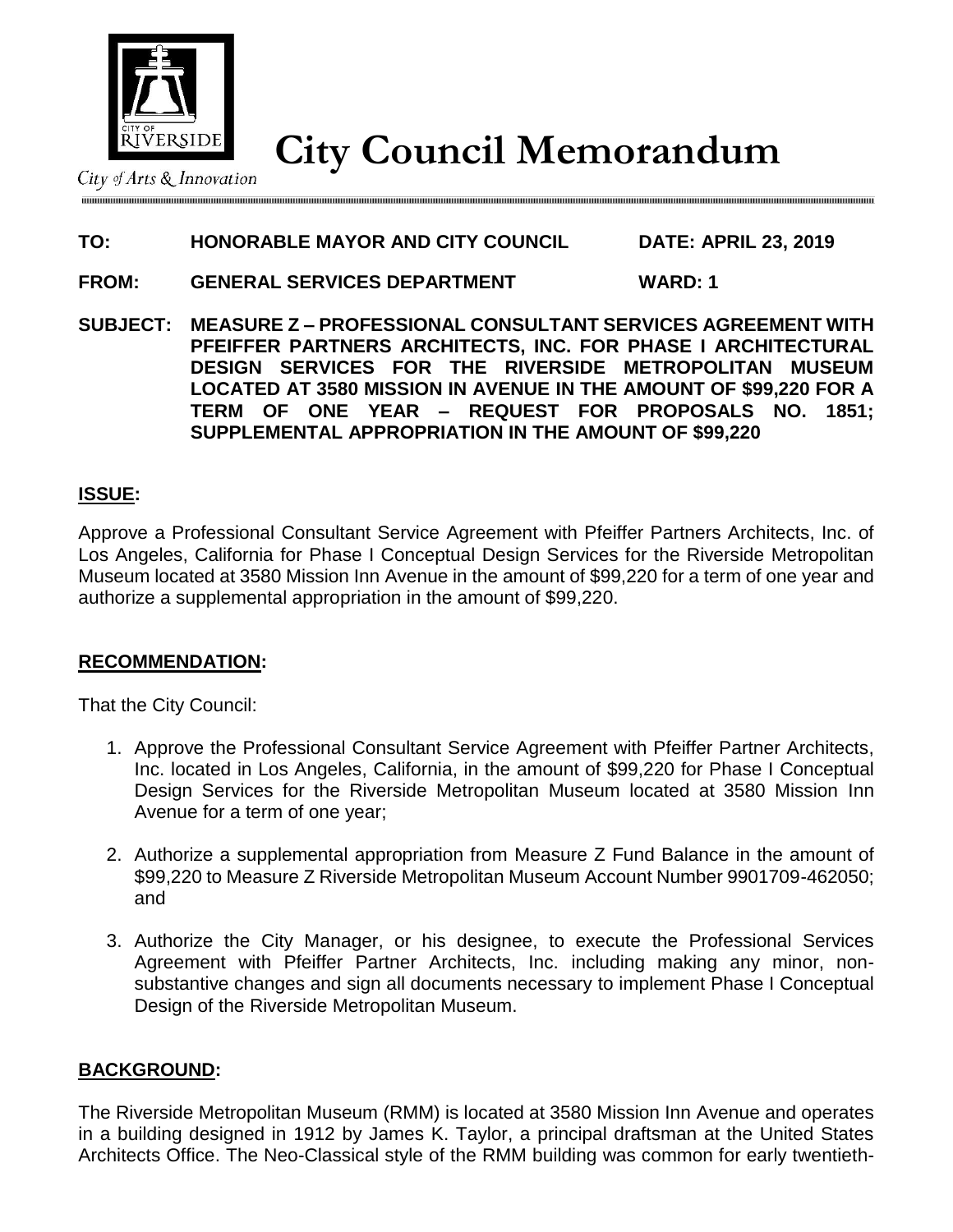City of Arts & Innovation

# City Council Memorandum

**TO: HONORABLE MAYOR AND CITY COUNCIL** **DATE: APRIL 23, 2019**

**FROM: GENERAL SERVICES DEPARTMENT** **WARD: 1**

**SUBJECT: MEASURE Z – PROFESSIONAL CONSULTANT SERVICES AGREEMENT WITH PFEIFFER PARTNERS ARCHITECTS, INC. FOR PHASE I ARCHITECTURAL DESIGN SERVICES FOR THE RIVERSIDE METROPOLITAN MUSEUM LOCATED AT 3580 MISSION IN AVENUE IN THE AMOUNT OF $99,220 FOR A TERM OF ONE YEAR – REQUEST FOR PROPOSALS NO. 1851; SUPPLEMENTAL APPROPRIATION IN THE AMOUNT OF $99,220**

## ISSUE:

Approve a Professional Consultant Service Agreement with Pfeiffer Partners Architects, Inc. of Los Angeles, California for Phase I Conceptual Design Services for the Riverside Metropolitan Museum located at 3580 Mission Inn Avenue in the amount of $99,220 for a term of one year and authorize a supplemental appropriation in the amount of $99,220.

## RECOMMENDATION:

That the City Council:

1. Approve the Professional Consultant Service Agreement with Pfeiffer Partner Architects, Inc. located in Los Angeles, California, in the amount of $99,220 for Phase I Conceptual Design Services for the Riverside Metropolitan Museum located at 3580 Mission Inn Avenue for a term of one year;
2. Authorize a supplemental appropriation from Measure Z Fund Balance in the amount of $99,220 to Measure Z Riverside Metropolitan Museum Account Number 9901709-462050; and
3. Authorize the City Manager, or his designee, to execute the Professional Services Agreement with Pfeiffer Partner Architects, Inc. including making any minor, non-substantive changes and sign all documents necessary to implement Phase I Conceptual Design of the Riverside Metropolitan Museum.

## BACKGROUND:

The Riverside Metropolitan Museum (RMM) is located at 3580 Mission Inn Avenue and operates in a building designed in 1912 by James K. Taylor, a principal draftsman at the United States Architects Office. The Neo-Classical style of the RMM building was common for early twentieth-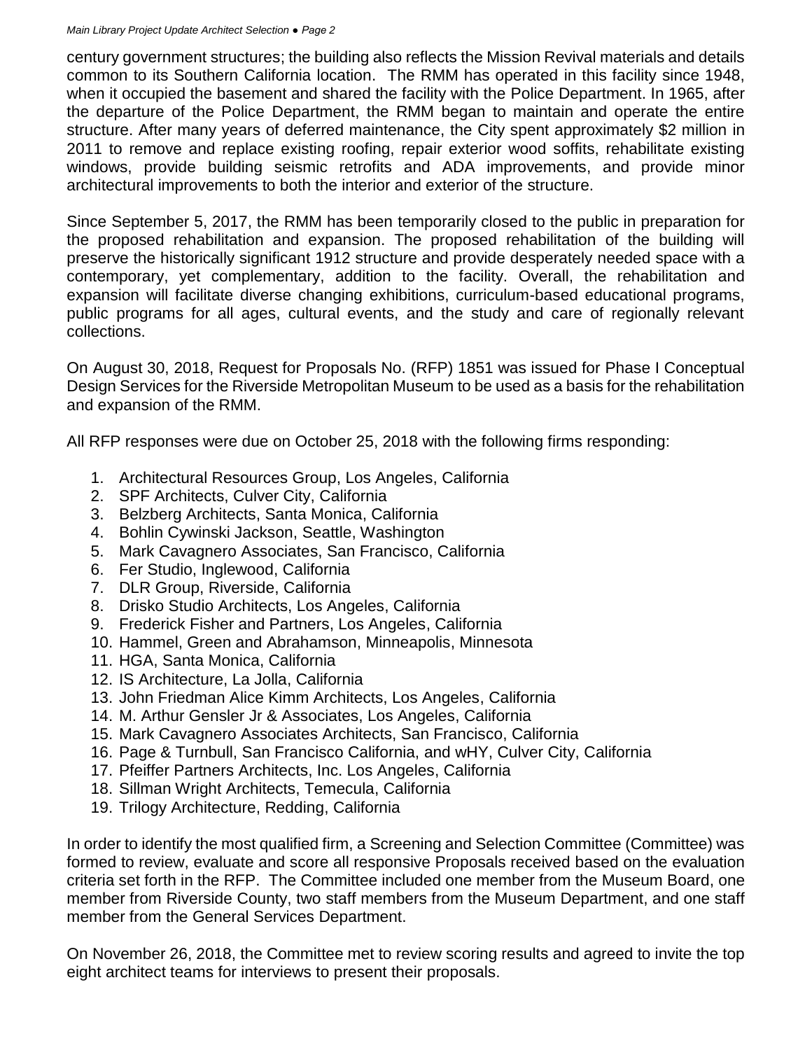century government structures; the building also reflects the Mission Revival materials and details common to its Southern California location. The RMM has operated in this facility since 1948, when it occupied the basement and shared the facility with the Police Department. In 1965, after the departure of the Police Department, the RMM began to maintain and operate the entire structure. After many years of deferred maintenance, the City spent approximately $2 million in 2011 to remove and replace existing roofing, repair exterior wood soffits, rehabilitate existing windows, provide building seismic retrofits and ADA improvements, and provide minor architectural improvements to both the interior and exterior of the structure.

Since September 5, 2017, the RMM has been temporarily closed to the public in preparation for the proposed rehabilitation and expansion. The proposed rehabilitation of the building will preserve the historically significant 1912 structure and provide desperately needed space with a contemporary, yet complementary, addition to the facility. Overall, the rehabilitation and expansion will facilitate diverse changing exhibitions, curriculum-based educational programs, public programs for all ages, cultural events, and the study and care of regionally relevant collections.

On August 30, 2018, Request for Proposals No. (RFP) 1851 was issued for Phase I Conceptual Design Services for the Riverside Metropolitan Museum to be used as a basis for the rehabilitation and expansion of the RMM.

All RFP responses were due on October 25, 2018 with the following firms responding:

1. Architectural Resources Group, Los Angeles, California
2. SPF Architects, Culver City, California
3. Belzberg Architects, Santa Monica, California
4. Bohlin Cywinski Jackson, Seattle, Washington
5. Mark Cavagnero Associates, San Francisco, California
6. Fer Studio, Inglewood, California
7. DLR Group, Riverside, California
8. Drisko Studio Architects, Los Angeles, California
9. Frederick Fisher and Partners, Los Angeles, California
10. Hammel, Green and Abrahamson, Minneapolis, Minnesota
11. HGA, Santa Monica, California
12. IS Architecture, La Jolla, California
13. John Friedman Alice Kimm Architects, Los Angeles, California
14. M. Arthur Gensler Jr & Associates, Los Angeles, California
15. Mark Cavagnero Associates Architects, San Francisco, California
16. Page & Turnbull, San Francisco California, and wHY, Culver City, California
17. Pfeiffer Partners Architects, Inc. Los Angeles, California
18. Sillman Wright Architects, Temecula, California
19. Trilogy Architecture, Redding, California

In order to identify the most qualified firm, a Screening and Selection Committee (Committee) was formed to review, evaluate and score all responsive Proposals received based on the evaluation criteria set forth in the RFP. The Committee included one member from the Museum Board, one member from Riverside County, two staff members from the Museum Department, and one staff member from the General Services Department.

On November 26, 2018, the Committee met to review scoring results and agreed to invite the top eight architect teams for interviews to present their proposals.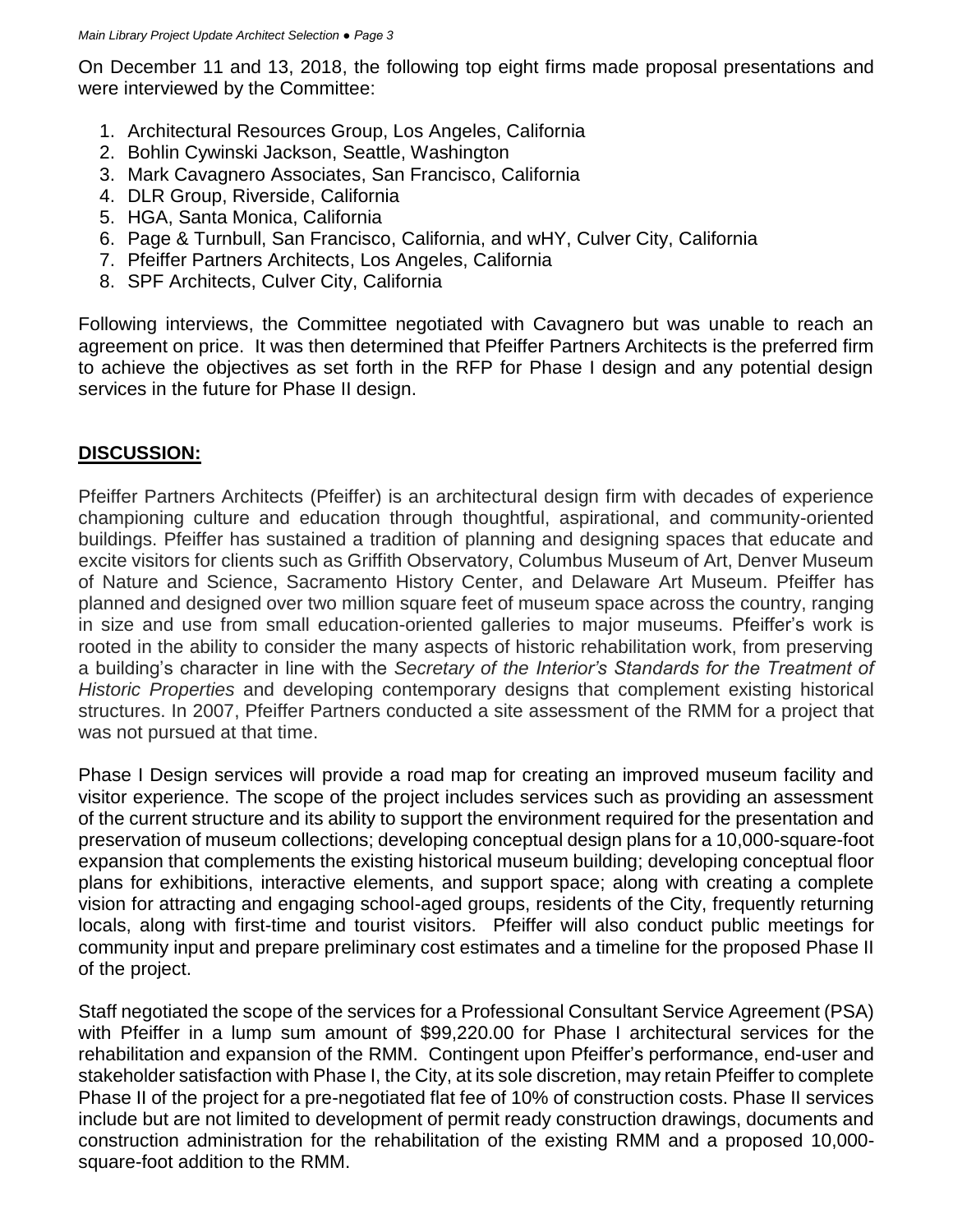On December 11 and 13, 2018, the following top eight firms made proposal presentations and were interviewed by the Committee:

1. Architectural Resources Group, Los Angeles, California
2. Bohlin Cywinski Jackson, Seattle, Washington
3. Mark Cavagnero Associates, San Francisco, California
4. DLR Group, Riverside, California
5. HGA, Santa Monica, California
6. Page & Turnbull, San Francisco, California, and wHY, Culver City, California
7. Pfeiffer Partners Architects, Los Angeles, California
8. SPF Architects, Culver City, California

Following interviews, the Committee negotiated with Cavagnero but was unable to reach an agreement on price. It was then determined that Pfeiffer Partners Architects is the preferred firm to achieve the objectives as set forth in the RFP for Phase I design and any potential design services in the future for Phase II design.

## DISCUSSION:

Pfeiffer Partners Architects (Pfeiffer) is an architectural design firm with decades of experience championing culture and education through thoughtful, aspirational, and community-oriented buildings. Pfeiffer has sustained a tradition of planning and designing spaces that educate and excite visitors for clients such as Griffith Observatory, Columbus Museum of Art, Denver Museum of Nature and Science, Sacramento History Center, and Delaware Art Museum. Pfeiffer has planned and designed over two million square feet of museum space across the country, ranging in size and use from small education-oriented galleries to major museums. Pfeiffer's work is rooted in the ability to consider the many aspects of historic rehabilitation work, from preserving a building's character in line with the *Secretary of the Interior's Standards for the Treatment of Historic Properties* and developing contemporary designs that complement existing historical structures. In 2007, Pfeiffer Partners conducted a site assessment of the RMM for a project that was not pursued at that time.

Phase I Design services will provide a road map for creating an improved museum facility and visitor experience. The scope of the project includes services such as providing an assessment of the current structure and its ability to support the environment required for the presentation and preservation of museum collections; developing conceptual design plans for a 10,000-square-foot expansion that complements the existing historical museum building; developing conceptual floor plans for exhibitions, interactive elements, and support space; along with creating a complete vision for attracting and engaging school-aged groups, residents of the City, frequently returning locals, along with first-time and tourist visitors. Pfeiffer will also conduct public meetings for community input and prepare preliminary cost estimates and a timeline for the proposed Phase II of the project.

Staff negotiated the scope of the services for a Professional Consultant Service Agreement (PSA) with Pfeiffer in a lump sum amount of $99,220.00 for Phase I architectural services for the rehabilitation and expansion of the RMM. Contingent upon Pfeiffer's performance, end-user and stakeholder satisfaction with Phase I, the City, at its sole discretion, may retain Pfeiffer to complete Phase II of the project for a pre-negotiated flat fee of 10% of construction costs. Phase II services include but are not limited to development of permit ready construction drawings, documents and construction administration for the rehabilitation of the existing RMM and a proposed 10,000-square-foot addition to the RMM.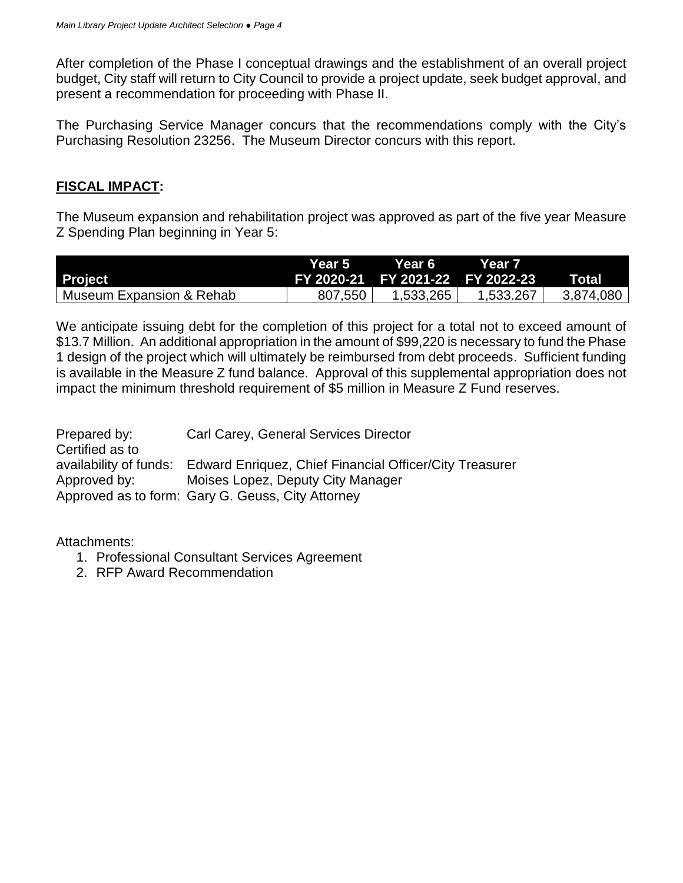After completion of the Phase I conceptual drawings and the establishment of an overall project budget, City staff will return to City Council to provide a project update, seek budget approval, and present a recommendation for proceeding with Phase II.

The Purchasing Service Manager concurs that the recommendations comply with the City's Purchasing Resolution 23256. The Museum Director concurs with this report.

## FISCAL IMPACT:

The Museum expansion and rehabilitation project was approved as part of the five year Measure Z Spending Plan beginning in Year 5:

| Project | Year 5 FY 2020-21 | Year 6 FY 2021-22 | Year 7 FY 2022-23 | Total |
|---|---|---|---|---|
| Museum Expansion & Rehab | 807,550 | 1,533,265 | 1,533.267 | 3,874,080 |

We anticipate issuing debt for the completion of this project for a total not to exceed amount of $13.7 Million. An additional appropriation in the amount of $99,220 is necessary to fund the Phase 1 design of the project which will ultimately be reimbursed from debt proceeds. Sufficient funding is available in the Measure Z fund balance. Approval of this supplemental appropriation does not impact the minimum threshold requirement of $5 million in Measure Z Fund reserves.

Prepared by: Carl Carey, General Services Director
Certified as to availability of funds: Edward Enriquez, Chief Financial Officer/City Treasurer
Approved by: Moises Lopez, Deputy City Manager
Approved as to form: Gary G. Geuss, City Attorney

Attachments:

1. Professional Consultant Services Agreement
2. RFP Award Recommendation